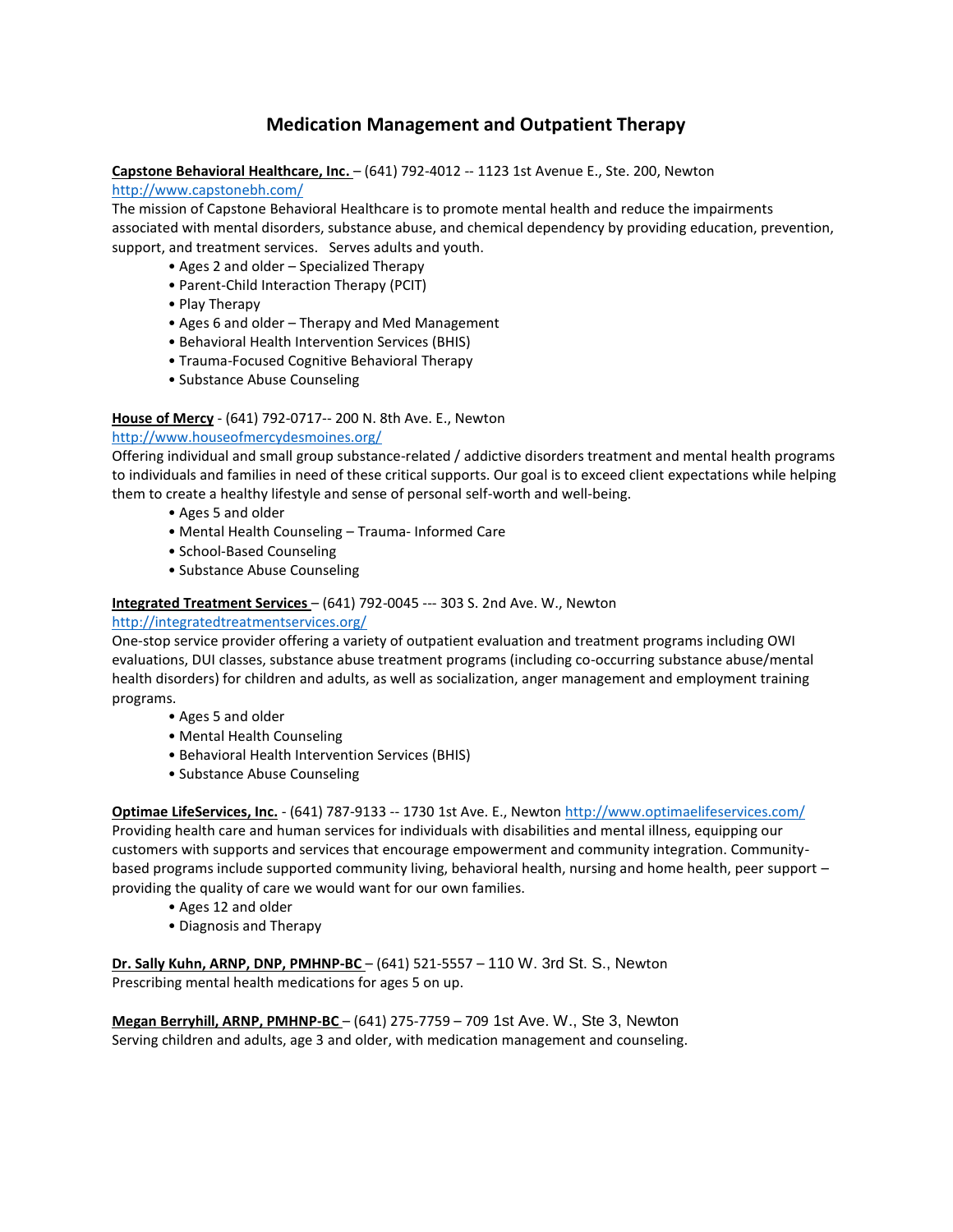# Medication Management and Outpatient Therapy

**Capstone Behavioral Healthcare, Inc.** – (641) 792-4012 -- 1123 1st Avenue E., Ste. 200, Newton
http://www.capstonebh.com/
The mission of Capstone Behavioral Healthcare is to promote mental health and reduce the impairments associated with mental disorders, substance abuse, and chemical dependency by providing education, prevention, support, and treatment services. Serves adults and youth.

- Ages 2 and older – Specialized Therapy
- Parent-Child Interaction Therapy (PCIT)
- Play Therapy
- Ages 6 and older – Therapy and Med Management
- Behavioral Health Intervention Services (BHIS)
- Trauma-Focused Cognitive Behavioral Therapy
- Substance Abuse Counseling

**House of Mercy** - (641) 792-0717-- 200 N. 8th Ave. E., Newton
http://www.houseofmercydesmoines.org/
Offering individual and small group substance-related / addictive disorders treatment and mental health programs to individuals and families in need of these critical supports. Our goal is to exceed client expectations while helping them to create a healthy lifestyle and sense of personal self-worth and well-being.

- Ages 5 and older
- Mental Health Counseling – Trauma- Informed Care
- School-Based Counseling
- Substance Abuse Counseling

**Integrated Treatment Services** – (641) 792-0045 --- 303 S. 2nd Ave. W., Newton
http://integratedtreatmentservices.org/
One-stop service provider offering a variety of outpatient evaluation and treatment programs including OWI evaluations, DUI classes, substance abuse treatment programs (including co-occurring substance abuse/mental health disorders) for children and adults, as well as socialization, anger management and employment training programs.

- Ages 5 and older
- Mental Health Counseling
- Behavioral Health Intervention Services (BHIS)
- Substance Abuse Counseling

**Optimae LifeServices, Inc.** - (641) 787-9133 -- 1730 1st Ave. E., Newton http://www.optimaelifeservices.com/
Providing health care and human services for individuals with disabilities and mental illness, equipping our customers with supports and services that encourage empowerment and community integration. Community-based programs include supported community living, behavioral health, nursing and home health, peer support – providing the quality of care we would want for our own families.

- Ages 12 and older
- Diagnosis and Therapy

**Dr. Sally Kuhn, ARNP, DNP, PMHNP-BC** – (641) 521-5557 – 110 W. 3rd St. S., Newton
Prescribing mental health medications for ages 5 on up.

**Megan Berryhill, ARNP, PMHNP-BC** – (641) 275-7759 – 709 1st Ave. W., Ste 3, Newton
Serving children and adults, age 3 and older, with medication management and counseling.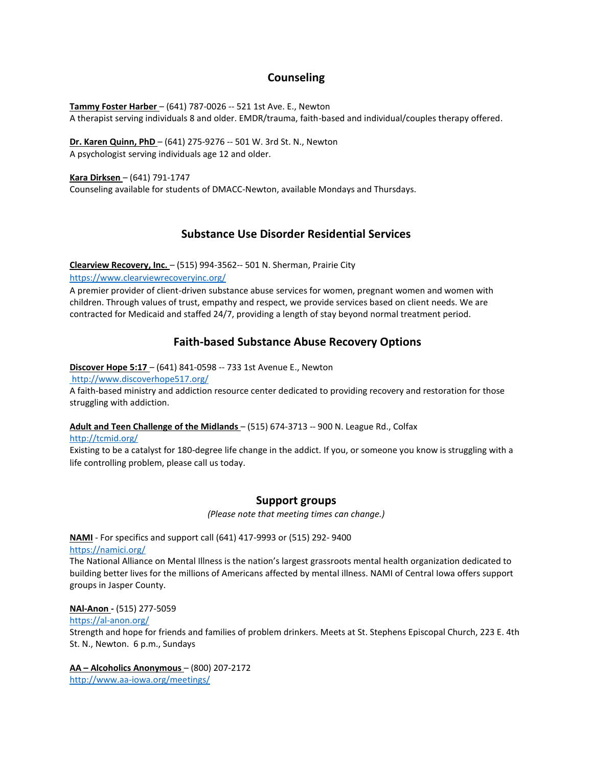## Counseling

**Tammy Foster Harber** – (641) 787-0026 -- 521 1st Ave. E., Newton
A therapist serving individuals 8 and older. EMDR/trauma, faith-based and individual/couples therapy offered.

**Dr. Karen Quinn, PhD** – (641) 275-9276 -- 501 W. 3rd St. N., Newton
A psychologist serving individuals age 12 and older.

**Kara Dirksen** – (641) 791-1747
Counseling available for students of DMACC-Newton, available Mondays and Thursdays.

## Substance Use Disorder Residential Services

**Clearview Recovery, Inc.** – (515) 994-3562-- 501 N. Sherman, Prairie City
https://www.clearviewrecoveryinc.org/
A premier provider of client-driven substance abuse services for women, pregnant women and women with children. Through values of trust, empathy and respect, we provide services based on client needs. We are contracted for Medicaid and staffed 24/7, providing a length of stay beyond normal treatment period.

## Faith-based Substance Abuse Recovery Options

**Discover Hope 5:17** – (641) 841-0598 -- 733 1st Avenue E., Newton
http://www.discoverhope517.org/
A faith-based ministry and addiction resource center dedicated to providing recovery and restoration for those struggling with addiction.

**Adult and Teen Challenge of the Midlands** – (515) 674-3713 -- 900 N. League Rd., Colfax
http://tcmid.org/
Existing to be a catalyst for 180-degree life change in the addict. If you, or someone you know is struggling with a life controlling problem, please call us today.

## Support groups

*(Please note that meeting times can change.)*

**NAMI** - For specifics and support call (641) 417-9993 or (515) 292- 9400
https://namici.org/
The National Alliance on Mental Illness is the nation's largest grassroots mental health organization dedicated to building better lives for the millions of Americans affected by mental illness. NAMI of Central Iowa offers support groups in Jasper County.

**NAl-Anon -** (515) 277-5059
https://al-anon.org/
Strength and hope for friends and families of problem drinkers. Meets at St. Stephens Episcopal Church, 223 E. 4th St. N., Newton. 6 p.m., Sundays

**AA – Alcoholics Anonymous** – (800) 207-2172
http://www.aa-iowa.org/meetings/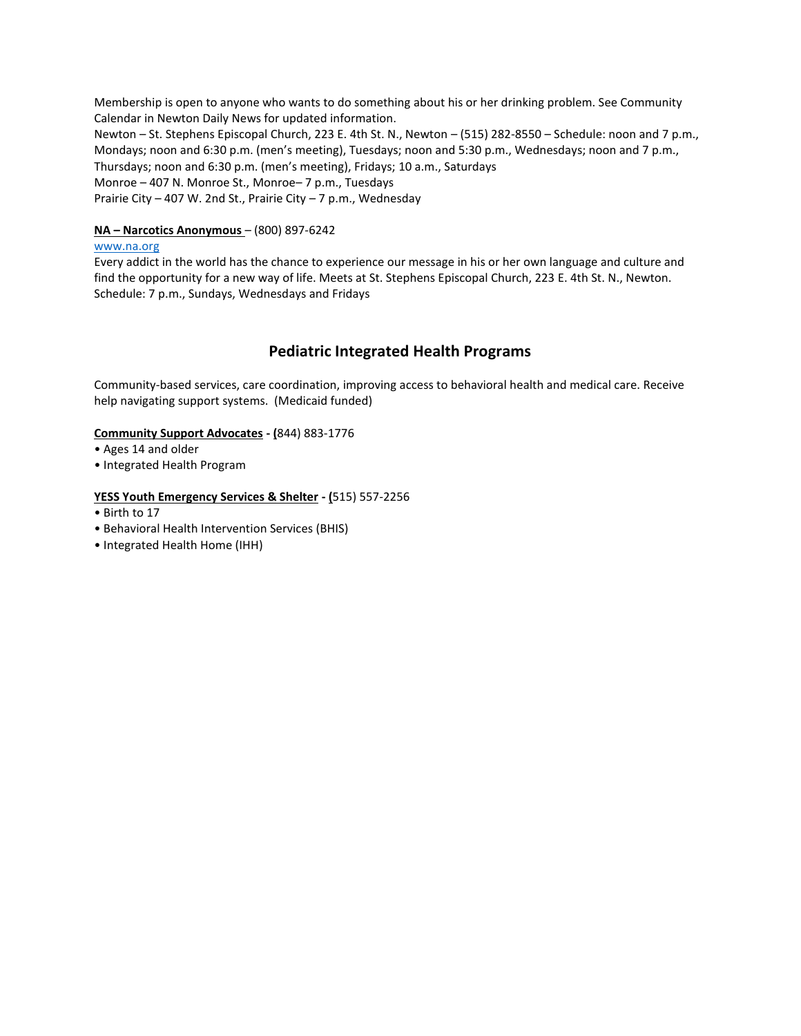Membership is open to anyone who wants to do something about his or her drinking problem. See Community Calendar in Newton Daily News for updated information.
Newton – St. Stephens Episcopal Church, 223 E. 4th St. N., Newton – (515) 282-8550 – Schedule: noon and 7 p.m., Mondays; noon and 6:30 p.m. (men's meeting), Tuesdays; noon and 5:30 p.m., Wednesdays; noon and 7 p.m., Thursdays; noon and 6:30 p.m. (men's meeting), Fridays; 10 a.m., Saturdays
Monroe – 407 N. Monroe St., Monroe– 7 p.m., Tuesdays
Prairie City – 407 W. 2nd St., Prairie City – 7 p.m., Wednesday

**NA – Narcotics Anonymous** – (800) 897-6242
www.na.org
Every addict in the world has the chance to experience our message in his or her own language and culture and find the opportunity for a new way of life. Meets at St. Stephens Episcopal Church, 223 E. 4th St. N., Newton. Schedule: 7 p.m., Sundays, Wednesdays and Fridays

## Pediatric Integrated Health Programs

Community-based services, care coordination, improving access to behavioral health and medical care. Receive help navigating support systems. (Medicaid funded)

**Community Support Advocates - (**844) 883-1776

- Ages 14 and older
- Integrated Health Program

**YESS Youth Emergency Services & Shelter - (**515) 557-2256

- Birth to 17
- Behavioral Health Intervention Services (BHIS)
- Integrated Health Home (IHH)